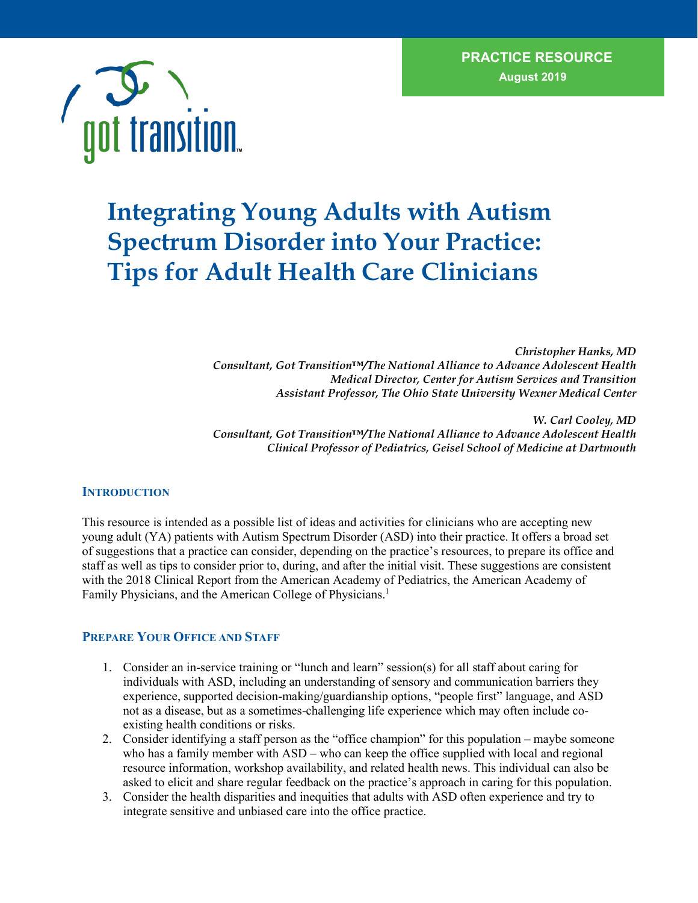PRACTICE RESOURCE
August 2019

# Integrating Young Adults with Autism Spectrum Disorder into Your Practice: Tips for Adult Health Care Clinicians

*Christopher Hanks, MD*
*Consultant, Got Transition™/The National Alliance to Advance Adolescent Health*
*Medical Director, Center for Autism Services and Transition*
*Assistant Professor, The Ohio State University Wexner Medical Center*

*W. Carl Cooley, MD*
*Consultant, Got Transition™/The National Alliance to Advance Adolescent Health*
*Clinical Professor of Pediatrics, Geisel School of Medicine at Dartmouth*

## Introduction

This resource is intended as a possible list of ideas and activities for clinicians who are accepting new young adult (YA) patients with Autism Spectrum Disorder (ASD) into their practice. It offers a broad set of suggestions that a practice can consider, depending on the practice's resources, to prepare its office and staff as well as tips to consider prior to, during, and after the initial visit. These suggestions are consistent with the 2018 Clinical Report from the American Academy of Pediatrics, the American Academy of Family Physicians, and the American College of Physicians.[1]

## Prepare Your Office and Staff

1. Consider an in-service training or "lunch and learn" session(s) for all staff about caring for individuals with ASD, including an understanding of sensory and communication barriers they experience, supported decision-making/guardianship options, "people first" language, and ASD not as a disease, but as a sometimes-challenging life experience which may often include co-existing health conditions or risks.
2. Consider identifying a staff person as the "office champion" for this population – maybe someone who has a family member with ASD – who can keep the office supplied with local and regional resource information, workshop availability, and related health news. This individual can also be asked to elicit and share regular feedback on the practice's approach in caring for this population.
3. Consider the health disparities and inequities that adults with ASD often experience and try to integrate sensitive and unbiased care into the office practice.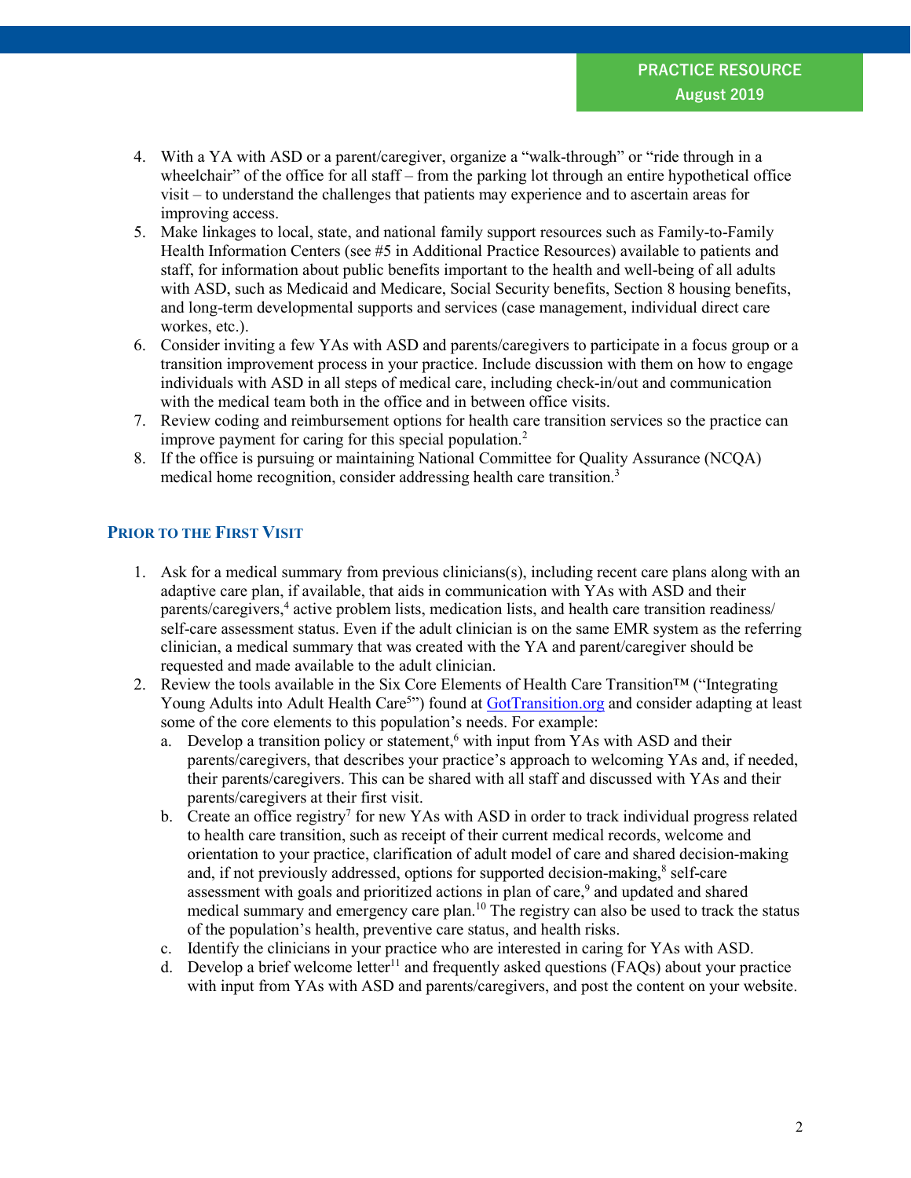4. With a YA with ASD or a parent/caregiver, organize a "walk-through" or "ride through in a wheelchair" of the office for all staff – from the parking lot through an entire hypothetical office visit – to understand the challenges that patients may experience and to ascertain areas for improving access.
5. Make linkages to local, state, and national family support resources such as Family-to-Family Health Information Centers (see #5 in Additional Practice Resources) available to patients and staff, for information about public benefits important to the health and well-being of all adults with ASD, such as Medicaid and Medicare, Social Security benefits, Section 8 housing benefits, and long-term developmental supports and services (case management, individual direct care workes, etc.).
6. Consider inviting a few YAs with ASD and parents/caregivers to participate in a focus group or a transition improvement process in your practice. Include discussion with them on how to engage individuals with ASD in all steps of medical care, including check-in/out and communication with the medical team both in the office and in between office visits.
7. Review coding and reimbursement options for health care transition services so the practice can improve payment for caring for this special population.[2]
8. If the office is pursuing or maintaining National Committee for Quality Assurance (NCQA) medical home recognition, consider addressing health care transition.[3]

## Prior to the First Visit

1. Ask for a medical summary from previous clinicians(s), including recent care plans along with an adaptive care plan, if available, that aids in communication with YAs with ASD and their parents/caregivers,[4] active problem lists, medication lists, and health care transition readiness/ self-care assessment status. Even if the adult clinician is on the same EMR system as the referring clinician, a medical summary that was created with the YA and parent/caregiver should be requested and made available to the adult clinician.
2. Review the tools available in the Six Core Elements of Health Care Transition™ ("Integrating Young Adults into Adult Health Care[5]") found at GotTransition.org and consider adapting at least some of the core elements to this population's needs. For example:
   a. Develop a transition policy or statement,[6] with input from YAs with ASD and their parents/caregivers, that describes your practice's approach to welcoming YAs and, if needed, their parents/caregivers. This can be shared with all staff and discussed with YAs and their parents/caregivers at their first visit.
   b. Create an office registry[7] for new YAs with ASD in order to track individual progress related to health care transition, such as receipt of their current medical records, welcome and orientation to your practice, clarification of adult model of care and shared decision-making and, if not previously addressed, options for supported decision-making,[8] self-care assessment with goals and prioritized actions in plan of care,[9] and updated and shared medical summary and emergency care plan.[10] The registry can also be used to track the status of the population's health, preventive care status, and health risks.
   c. Identify the clinicians in your practice who are interested in caring for YAs with ASD.
   d. Develop a brief welcome letter[11] and frequently asked questions (FAQs) about your practice with input from YAs with ASD and parents/caregivers, and post the content on your website.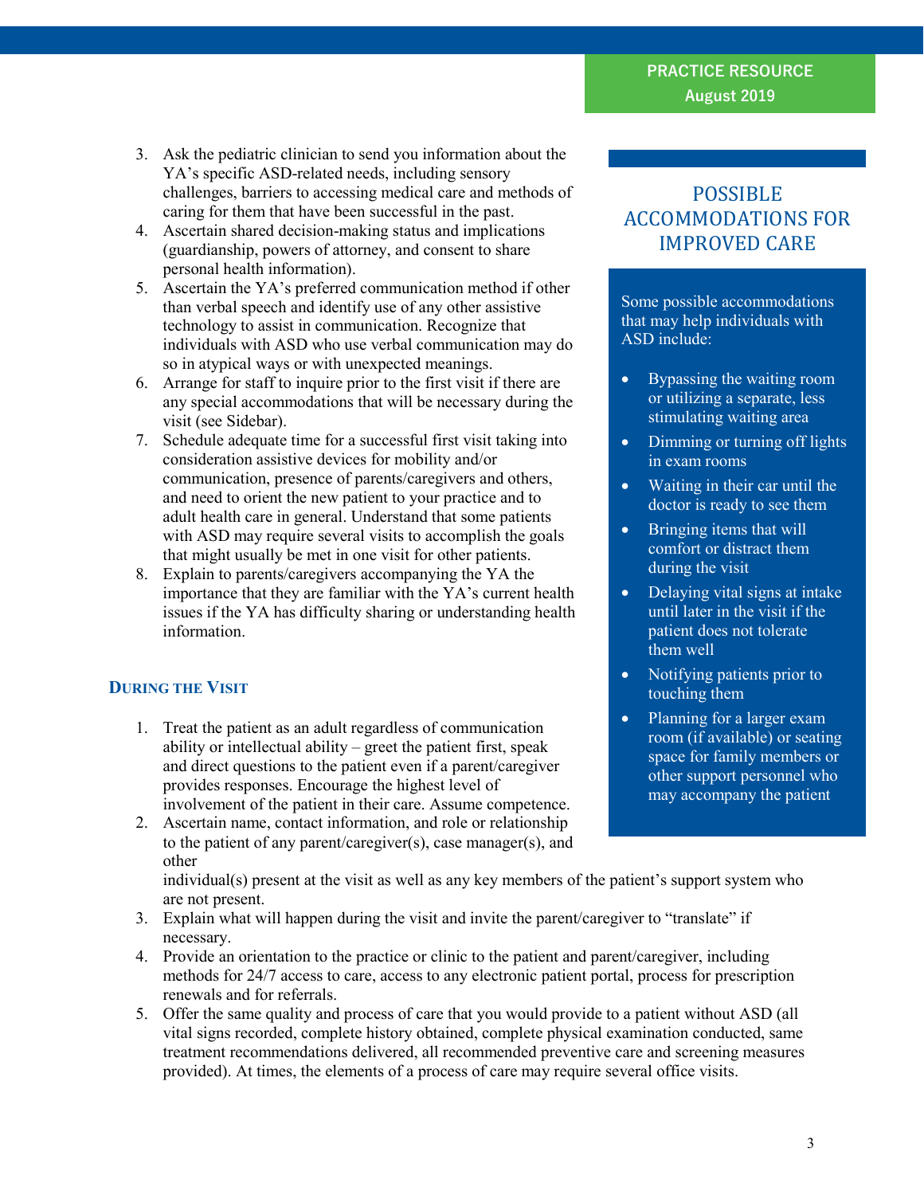3. Ask the pediatric clinician to send you information about the YA's specific ASD-related needs, including sensory challenges, barriers to accessing medical care and methods of caring for them that have been successful in the past.
4. Ascertain shared decision-making status and implications (guardianship, powers of attorney, and consent to share personal health information).
5. Ascertain the YA's preferred communication method if other than verbal speech and identify use of any other assistive technology to assist in communication. Recognize that individuals with ASD who use verbal communication may do so in atypical ways or with unexpected meanings.
6. Arrange for staff to inquire prior to the first visit if there are any special accommodations that will be necessary during the visit (see Sidebar).
7. Schedule adequate time for a successful first visit taking into consideration assistive devices for mobility and/or communication, presence of parents/caregivers and others, and need to orient the new patient to your practice and to adult health care in general. Understand that some patients with ASD may require several visits to accomplish the goals that might usually be met in one visit for other patients.
8. Explain to parents/caregivers accompanying the YA the importance that they are familiar with the YA's current health issues if the YA has difficulty sharing or understanding health information.

### DURING THE VISIT

1. Treat the patient as an adult regardless of communication ability or intellectual ability – greet the patient first, speak and direct questions to the patient even if a parent/caregiver provides responses. Encourage the highest level of involvement of the patient in their care. Assume competence.
2. Ascertain name, contact information, and role or relationship to the patient of any parent/caregiver(s), case manager(s), and other individual(s) present at the visit as well as any key members of the patient's support system who are not present.
3. Explain what will happen during the visit and invite the parent/caregiver to "translate" if necessary.
4. Provide an orientation to the practice or clinic to the patient and parent/caregiver, including methods for 24/7 access to care, access to any electronic patient portal, process for prescription renewals and for referrals.
5. Offer the same quality and process of care that you would provide to a patient without ASD (all vital signs recorded, complete history obtained, complete physical examination conducted, same treatment recommendations delivered, all recommended preventive care and screening measures provided). At times, the elements of a process of care may require several office visits.

## POSSIBLE ACCOMMODATIONS FOR IMPROVED CARE

Some possible accommodations that may help individuals with ASD include:

- Bypassing the waiting room or utilizing a separate, less stimulating waiting area
- Dimming or turning off lights in exam rooms
- Waiting in their car until the doctor is ready to see them
- Bringing items that will comfort or distract them during the visit
- Delaying vital signs at intake until later in the visit if the patient does not tolerate them well
- Notifying patients prior to touching them
- Planning for a larger exam room (if available) or seating space for family members or other support personnel who may accompany the patient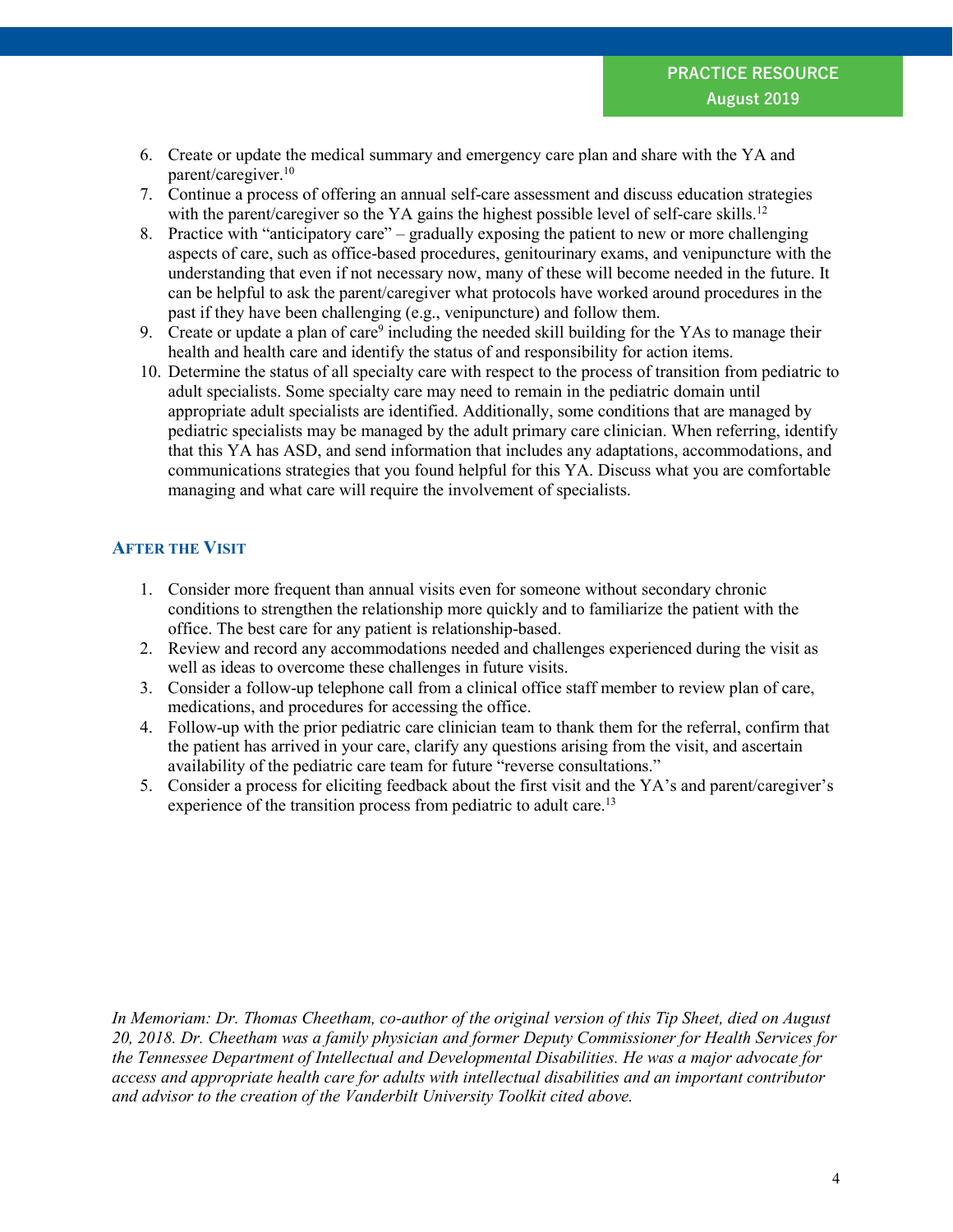6. Create or update the medical summary and emergency care plan and share with the YA and parent/caregiver.[10]
7. Continue a process of offering an annual self-care assessment and discuss education strategies with the parent/caregiver so the YA gains the highest possible level of self-care skills.[12]
8. Practice with "anticipatory care" – gradually exposing the patient to new or more challenging aspects of care, such as office-based procedures, genitourinary exams, and venipuncture with the understanding that even if not necessary now, many of these will become needed in the future. It can be helpful to ask the parent/caregiver what protocols have worked around procedures in the past if they have been challenging (e.g., venipuncture) and follow them.
9. Create or update a plan of care[9] including the needed skill building for the YAs to manage their health and health care and identify the status of and responsibility for action items.
10. Determine the status of all specialty care with respect to the process of transition from pediatric to adult specialists. Some specialty care may need to remain in the pediatric domain until appropriate adult specialists are identified. Additionally, some conditions that are managed by pediatric specialists may be managed by the adult primary care clinician. When referring, identify that this YA has ASD, and send information that includes any adaptations, accommodations, and communications strategies that you found helpful for this YA. Discuss what you are comfortable managing and what care will require the involvement of specialists.

### After the Visit

1. Consider more frequent than annual visits even for someone without secondary chronic conditions to strengthen the relationship more quickly and to familiarize the patient with the office. The best care for any patient is relationship-based.
2. Review and record any accommodations needed and challenges experienced during the visit as well as ideas to overcome these challenges in future visits.
3. Consider a follow-up telephone call from a clinical office staff member to review plan of care, medications, and procedures for accessing the office.
4. Follow-up with the prior pediatric care clinician team to thank them for the referral, confirm that the patient has arrived in your care, clarify any questions arising from the visit, and ascertain availability of the pediatric care team for future "reverse consultations."
5. Consider a process for eliciting feedback about the first visit and the YA's and parent/caregiver's experience of the transition process from pediatric to adult care.[13]

*In Memoriam: Dr. Thomas Cheetham, co-author of the original version of this Tip Sheet, died on August 20, 2018. Dr. Cheetham was a family physician and former Deputy Commissioner for Health Services for the Tennessee Department of Intellectual and Developmental Disabilities. He was a major advocate for access and appropriate health care for adults with intellectual disabilities and an important contributor and advisor to the creation of the Vanderbilt University Toolkit cited above.*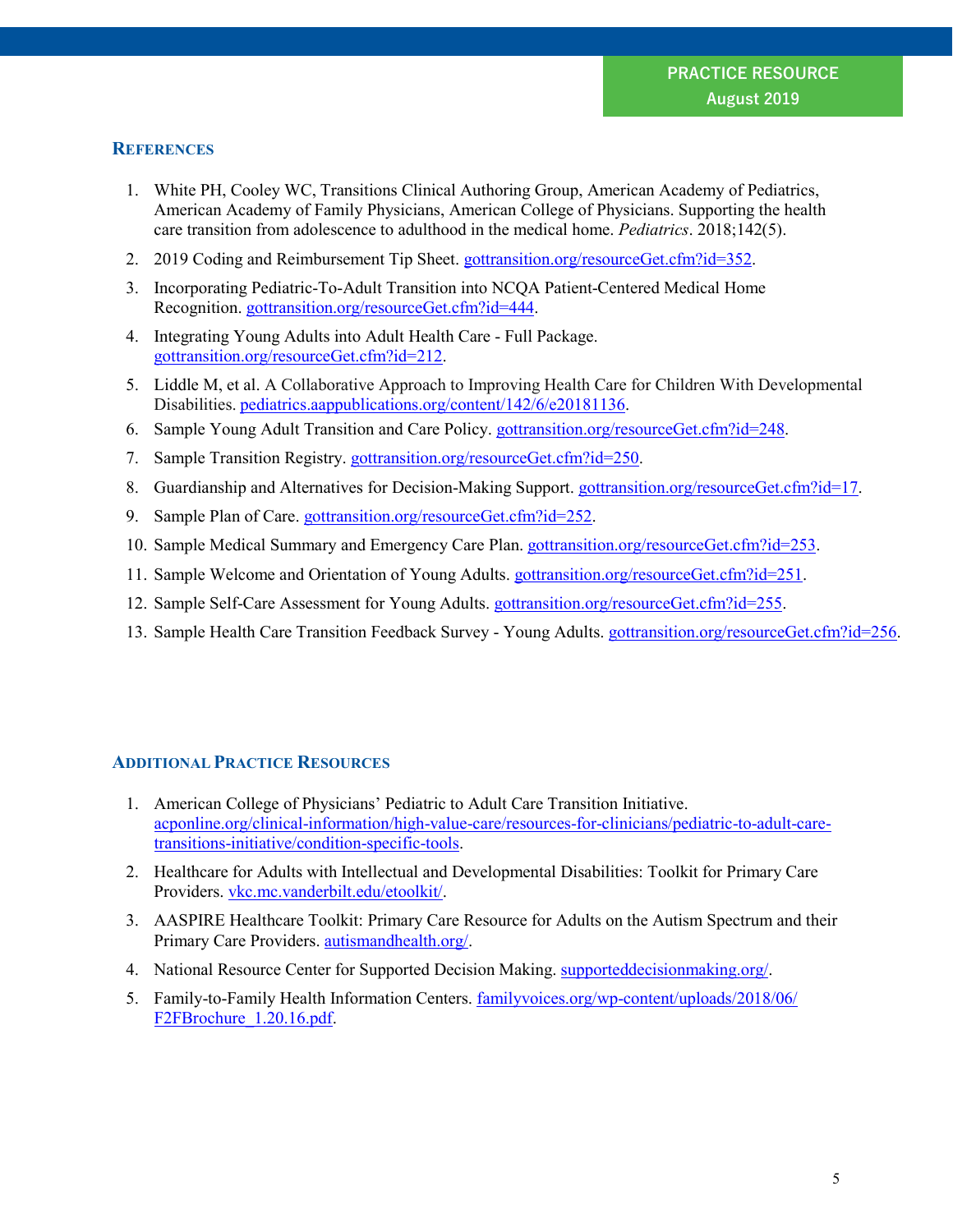## References

1. White PH, Cooley WC, Transitions Clinical Authoring Group, American Academy of Pediatrics, American Academy of Family Physicians, American College of Physicians. Supporting the health care transition from adolescence to adulthood in the medical home. *Pediatrics*. 2018;142(5).
2. 2019 Coding and Reimbursement Tip Sheet. gottransition.org/resourceGet.cfm?id=352.
3. Incorporating Pediatric-To-Adult Transition into NCQA Patient-Centered Medical Home Recognition. gottransition.org/resourceGet.cfm?id=444.
4. Integrating Young Adults into Adult Health Care - Full Package. gottransition.org/resourceGet.cfm?id=212.
5. Liddle M, et al. A Collaborative Approach to Improving Health Care for Children With Developmental Disabilities. pediatrics.aappublications.org/content/142/6/e20181136.
6. Sample Young Adult Transition and Care Policy. gottransition.org/resourceGet.cfm?id=248.
7. Sample Transition Registry. gottransition.org/resourceGet.cfm?id=250.
8. Guardianship and Alternatives for Decision-Making Support. gottransition.org/resourceGet.cfm?id=17.
9. Sample Plan of Care. gottransition.org/resourceGet.cfm?id=252.
10. Sample Medical Summary and Emergency Care Plan. gottransition.org/resourceGet.cfm?id=253.
11. Sample Welcome and Orientation of Young Adults. gottransition.org/resourceGet.cfm?id=251.
12. Sample Self-Care Assessment for Young Adults. gottransition.org/resourceGet.cfm?id=255.
13. Sample Health Care Transition Feedback Survey - Young Adults. gottransition.org/resourceGet.cfm?id=256.

## Additional Practice Resources

1. American College of Physicians' Pediatric to Adult Care Transition Initiative. acponline.org/clinical-information/high-value-care/resources-for-clinicians/pediatric-to-adult-care-transitions-initiative/condition-specific-tools.
2. Healthcare for Adults with Intellectual and Developmental Disabilities: Toolkit for Primary Care Providers. vkc.mc.vanderbilt.edu/etoolkit/.
3. AASPIRE Healthcare Toolkit: Primary Care Resource for Adults on the Autism Spectrum and their Primary Care Providers. autismandhealth.org/.
4. National Resource Center for Supported Decision Making. supporteddecisionmaking.org/.
5. Family-to-Family Health Information Centers. familyvoices.org/wp-content/uploads/2018/06/F2FBrochure_1.20.16.pdf.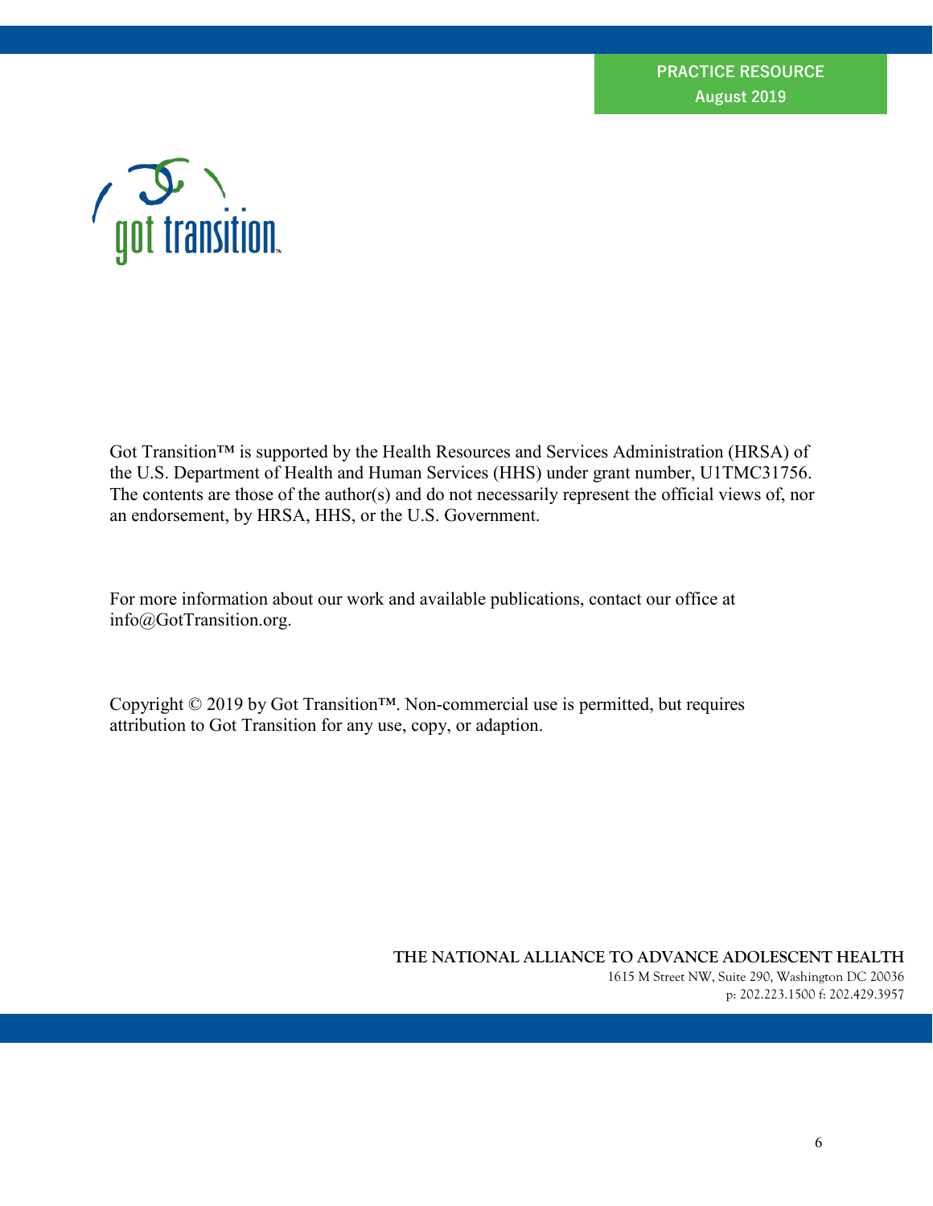PRACTICE RESOURCE
August 2019

got transition™

Got Transition™ is supported by the Health Resources and Services Administration (HRSA) of the U.S. Department of Health and Human Services (HHS) under grant number, U1TMC31756. The contents are those of the author(s) and do not necessarily represent the official views of, nor an endorsement, by HRSA, HHS, or the U.S. Government.

For more information about our work and available publications, contact our office at info@GotTransition.org.

Copyright © 2019 by Got Transition™. Non-commercial use is permitted, but requires attribution to Got Transition for any use, copy, or adaption.

**THE NATIONAL ALLIANCE TO ADVANCE ADOLESCENT HEALTH**
1615 M Street NW, Suite 290, Washington DC 20036
p: 202.223.1500 f: 202.429.3957